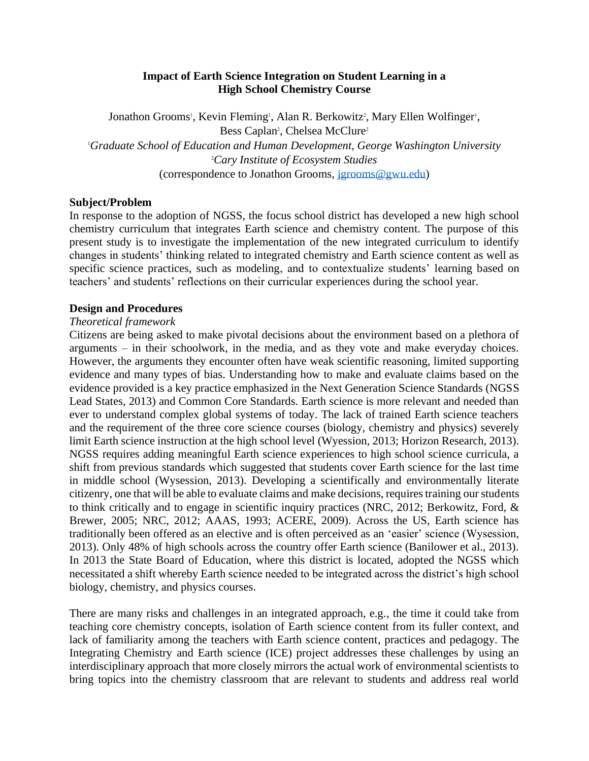# Impact of Earth Science Integration on Student Learning in a High School Chemistry Course

Jonathon Grooms[1], Kevin Fleming[1], Alan R. Berkowitz[2], Mary Ellen Wolfinger[1], Bess Caplan[2], Chelsea McClure[2]

[1]*Graduate School of Education and Human Development, George Washington University*
[2]*Cary Institute of Ecosystem Studies*
(correspondence to Jonathon Grooms, jgrooms@gwu.edu)

## Subject/Problem

In response to the adoption of NGSS, the focus school district has developed a new high school chemistry curriculum that integrates Earth science and chemistry content. The purpose of this present study is to investigate the implementation of the new integrated curriculum to identify changes in students' thinking related to integrated chemistry and Earth science content as well as specific science practices, such as modeling, and to contextualize students' learning based on teachers' and students' reflections on their curricular experiences during the school year.

## Design and Procedures

### *Theoretical framework*

Citizens are being asked to make pivotal decisions about the environment based on a plethora of arguments – in their schoolwork, in the media, and as they vote and make everyday choices. However, the arguments they encounter often have weak scientific reasoning, limited supporting evidence and many types of bias. Understanding how to make and evaluate claims based on the evidence provided is a key practice emphasized in the Next Generation Science Standards (NGSS Lead States, 2013) and Common Core Standards. Earth science is more relevant and needed than ever to understand complex global systems of today. The lack of trained Earth science teachers and the requirement of the three core science courses (biology, chemistry and physics) severely limit Earth science instruction at the high school level (Wyession, 2013; Horizon Research, 2013). NGSS requires adding meaningful Earth science experiences to high school science curricula, a shift from previous standards which suggested that students cover Earth science for the last time in middle school (Wysession, 2013). Developing a scientifically and environmentally literate citizenry, one that will be able to evaluate claims and make decisions, requires training our students to think critically and to engage in scientific inquiry practices (NRC, 2012; Berkowitz, Ford, & Brewer, 2005; NRC, 2012; AAAS, 1993; ACERE, 2009). Across the US, Earth science has traditionally been offered as an elective and is often perceived as an 'easier' science (Wysession, 2013). Only 48% of high schools across the country offer Earth science (Banilower et al., 2013). In 2013 the State Board of Education, where this district is located, adopted the NGSS which necessitated a shift whereby Earth science needed to be integrated across the district's high school biology, chemistry, and physics courses.

There are many risks and challenges in an integrated approach, e.g., the time it could take from teaching core chemistry concepts, isolation of Earth science content from its fuller context, and lack of familiarity among the teachers with Earth science content, practices and pedagogy. The Integrating Chemistry and Earth science (ICE) project addresses these challenges by using an interdisciplinary approach that more closely mirrors the actual work of environmental scientists to bring topics into the chemistry classroom that are relevant to students and address real world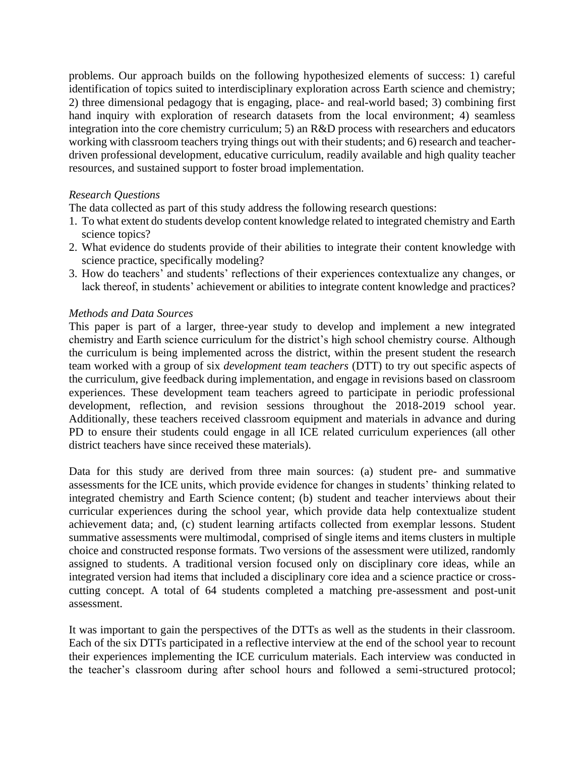problems. Our approach builds on the following hypothesized elements of success: 1) careful identification of topics suited to interdisciplinary exploration across Earth science and chemistry; 2) three dimensional pedagogy that is engaging, place- and real-world based; 3) combining first hand inquiry with exploration of research datasets from the local environment; 4) seamless integration into the core chemistry curriculum; 5) an R&D process with researchers and educators working with classroom teachers trying things out with their students; and 6) research and teacher-driven professional development, educative curriculum, readily available and high quality teacher resources, and sustained support to foster broad implementation.

*Research Questions*

The data collected as part of this study address the following research questions:

1. To what extent do students develop content knowledge related to integrated chemistry and Earth science topics?
2. What evidence do students provide of their abilities to integrate their content knowledge with science practice, specifically modeling?
3. How do teachers' and students' reflections of their experiences contextualize any changes, or lack thereof, in students' achievement or abilities to integrate content knowledge and practices?

*Methods and Data Sources*

This paper is part of a larger, three-year study to develop and implement a new integrated chemistry and Earth science curriculum for the district's high school chemistry course. Although the curriculum is being implemented across the district, within the present student the research team worked with a group of six *development team teachers* (DTT) to try out specific aspects of the curriculum, give feedback during implementation, and engage in revisions based on classroom experiences. These development team teachers agreed to participate in periodic professional development, reflection, and revision sessions throughout the 2018-2019 school year. Additionally, these teachers received classroom equipment and materials in advance and during PD to ensure their students could engage in all ICE related curriculum experiences (all other district teachers have since received these materials).

Data for this study are derived from three main sources: (a) student pre- and summative assessments for the ICE units, which provide evidence for changes in students' thinking related to integrated chemistry and Earth Science content; (b) student and teacher interviews about their curricular experiences during the school year, which provide data help contextualize student achievement data; and, (c) student learning artifacts collected from exemplar lessons. Student summative assessments were multimodal, comprised of single items and items clusters in multiple choice and constructed response formats. Two versions of the assessment were utilized, randomly assigned to students. A traditional version focused only on disciplinary core ideas, while an integrated version had items that included a disciplinary core idea and a science practice or cross-cutting concept. A total of 64 students completed a matching pre-assessment and post-unit assessment.

It was important to gain the perspectives of the DTTs as well as the students in their classroom. Each of the six DTTs participated in a reflective interview at the end of the school year to recount their experiences implementing the ICE curriculum materials. Each interview was conducted in the teacher's classroom during after school hours and followed a semi-structured protocol;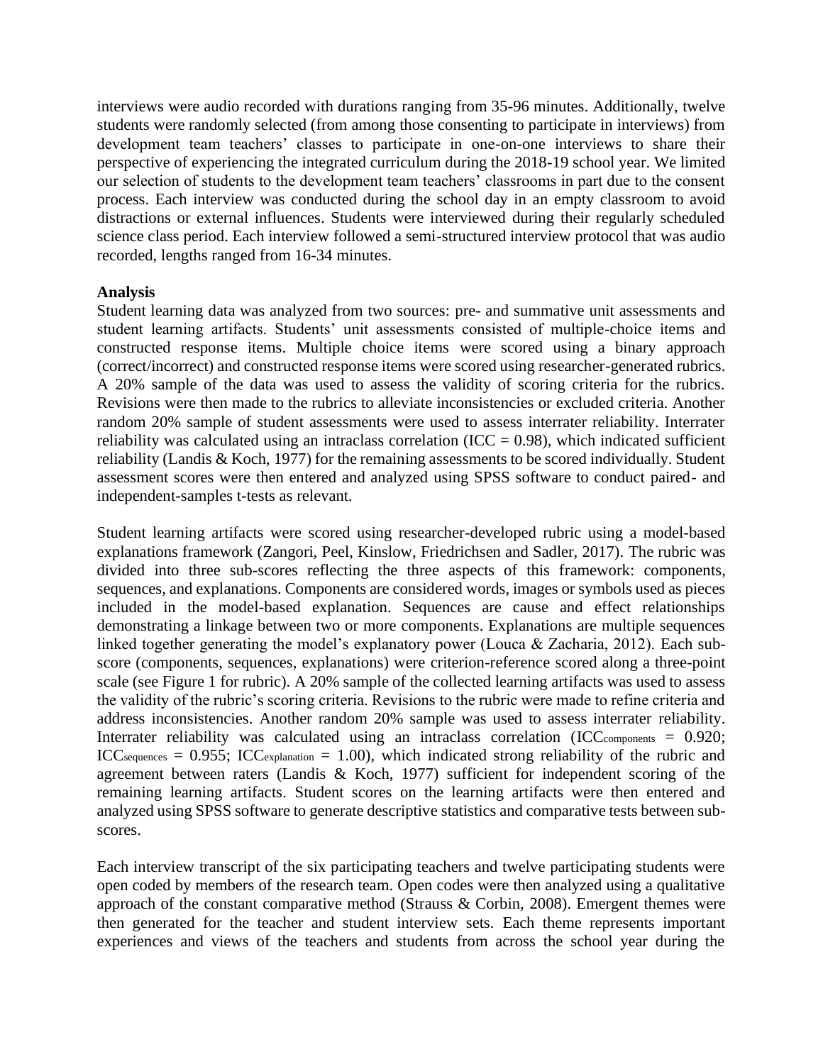interviews were audio recorded with durations ranging from 35-96 minutes. Additionally, twelve students were randomly selected (from among those consenting to participate in interviews) from development team teachers' classes to participate in one-on-one interviews to share their perspective of experiencing the integrated curriculum during the 2018-19 school year. We limited our selection of students to the development team teachers' classrooms in part due to the consent process. Each interview was conducted during the school day in an empty classroom to avoid distractions or external influences. Students were interviewed during their regularly scheduled science class period. Each interview followed a semi-structured interview protocol that was audio recorded, lengths ranged from 16-34 minutes.

**Analysis**

Student learning data was analyzed from two sources: pre- and summative unit assessments and student learning artifacts. Students' unit assessments consisted of multiple-choice items and constructed response items. Multiple choice items were scored using a binary approach (correct/incorrect) and constructed response items were scored using researcher-generated rubrics. A 20% sample of the data was used to assess the validity of scoring criteria for the rubrics. Revisions were then made to the rubrics to alleviate inconsistencies or excluded criteria. Another random 20% sample of student assessments were used to assess interrater reliability. Interrater reliability was calculated using an intraclass correlation (ICC = 0.98), which indicated sufficient reliability (Landis & Koch, 1977) for the remaining assessments to be scored individually. Student assessment scores were then entered and analyzed using SPSS software to conduct paired- and independent-samples t-tests as relevant.

Student learning artifacts were scored using researcher-developed rubric using a model-based explanations framework (Zangori, Peel, Kinslow, Friedrichsen and Sadler, 2017). The rubric was divided into three sub-scores reflecting the three aspects of this framework: components, sequences, and explanations. Components are considered words, images or symbols used as pieces included in the model-based explanation. Sequences are cause and effect relationships demonstrating a linkage between two or more components. Explanations are multiple sequences linked together generating the model's explanatory power (Louca & Zacharia, 2012). Each sub-score (components, sequences, explanations) were criterion-reference scored along a three-point scale (see Figure 1 for rubric). A 20% sample of the collected learning artifacts was used to assess the validity of the rubric's scoring criteria. Revisions to the rubric were made to refine criteria and address inconsistencies. Another random 20% sample was used to assess interrater reliability. Interrater reliability was calculated using an intraclass correlation ($ICC_{components} = 0.920$; $ICC_{sequences} = 0.955$; $ICC_{explanation} = 1.00$), which indicated strong reliability of the rubric and agreement between raters (Landis & Koch, 1977) sufficient for independent scoring of the remaining learning artifacts. Student scores on the learning artifacts were then entered and analyzed using SPSS software to generate descriptive statistics and comparative tests between sub-scores.

Each interview transcript of the six participating teachers and twelve participating students were open coded by members of the research team. Open codes were then analyzed using a qualitative approach of the constant comparative method (Strauss & Corbin, 2008). Emergent themes were then generated for the teacher and student interview sets. Each theme represents important experiences and views of the teachers and students from across the school year during the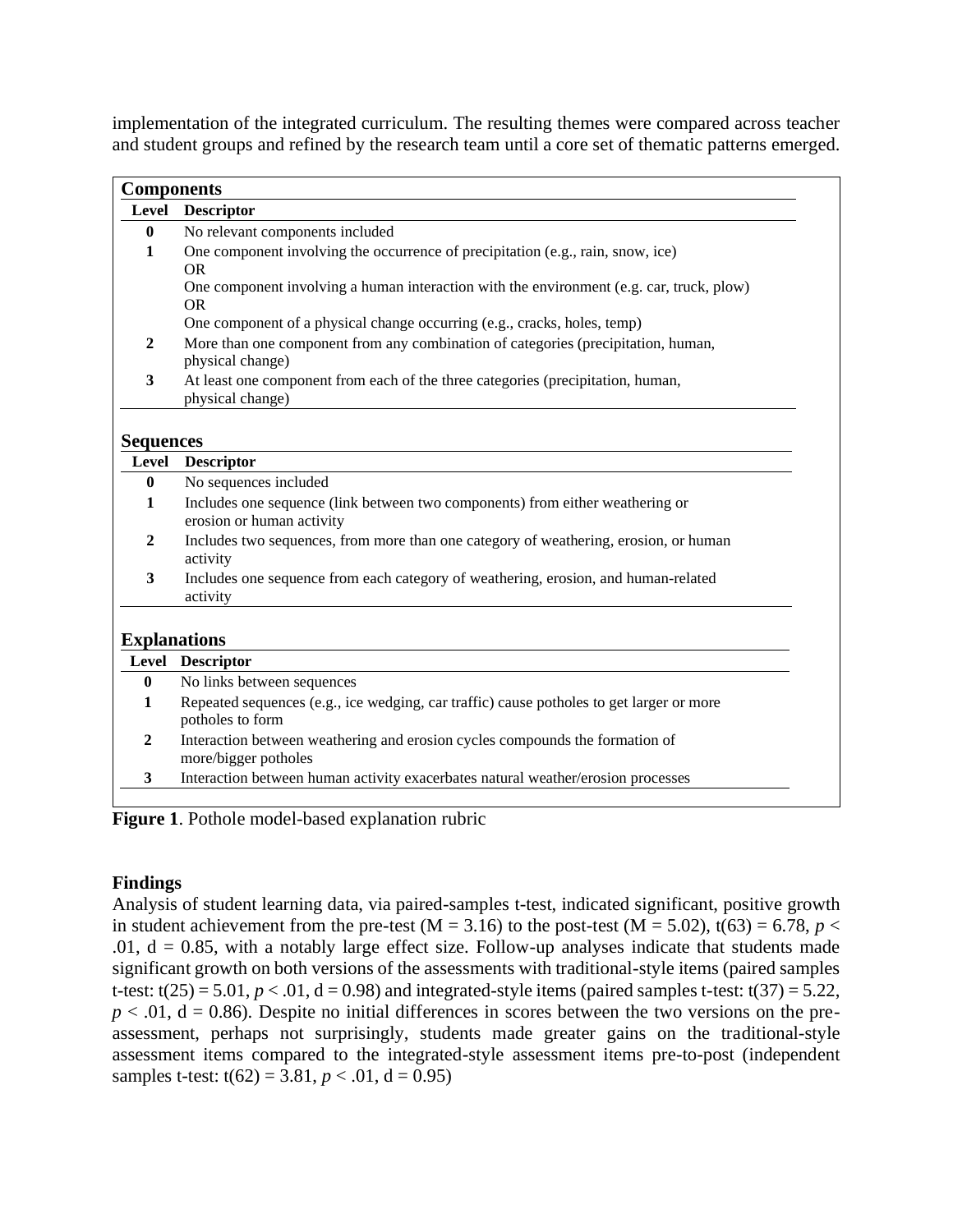implementation of the integrated curriculum. The resulting themes were compared across teacher and student groups and refined by the research team until a core set of thematic patterns emerged.

**Components**

| Level | Descriptor |
|---|---|
| **0** | No relevant components included |
| **1** | One component involving the occurrence of precipitation (e.g., rain, snow, ice) OR One component involving a human interaction with the environment (e.g. car, truck, plow) OR One component of a physical change occurring (e.g., cracks, holes, temp) |
| **2** | More than one component from any combination of categories (precipitation, human, physical change) |
| **3** | At least one component from each of the three categories (precipitation, human, physical change) |

**Sequences**

| Level | Descriptor |
|---|---|
| **0** | No sequences included |
| **1** | Includes one sequence (link between two components) from either weathering or erosion or human activity |
| **2** | Includes two sequences, from more than one category of weathering, erosion, or human activity |
| **3** | Includes one sequence from each category of weathering, erosion, and human-related activity |

**Explanations**

| Level | Descriptor |
|---|---|
| **0** | No links between sequences |
| **1** | Repeated sequences (e.g., ice wedging, car traffic) cause potholes to get larger or more potholes to form |
| **2** | Interaction between weathering and erosion cycles compounds the formation of more/bigger potholes |
| **3** | Interaction between human activity exacerbates natural weather/erosion processes |

**Figure 1**. Pothole model-based explanation rubric

## Findings

Analysis of student learning data, via paired-samples t-test, indicated significant, positive growth in student achievement from the pre-test (M = 3.16) to the post-test (M = 5.02), $t(63) = 6.78$, $p < .01$, $d = 0.85$, with a notably large effect size. Follow-up analyses indicate that students made significant growth on both versions of the assessments with traditional-style items (paired samples t-test: $t(25) = 5.01$, $p < .01$, $d = 0.98$) and integrated-style items (paired samples t-test: $t(37) = 5.22$, $p < .01$, $d = 0.86$). Despite no initial differences in scores between the two versions on the pre-assessment, perhaps not surprisingly, students made greater gains on the traditional-style assessment items compared to the integrated-style assessment items pre-to-post (independent samples t-test: $t(62) = 3.81$, $p < .01$, $d = 0.95$)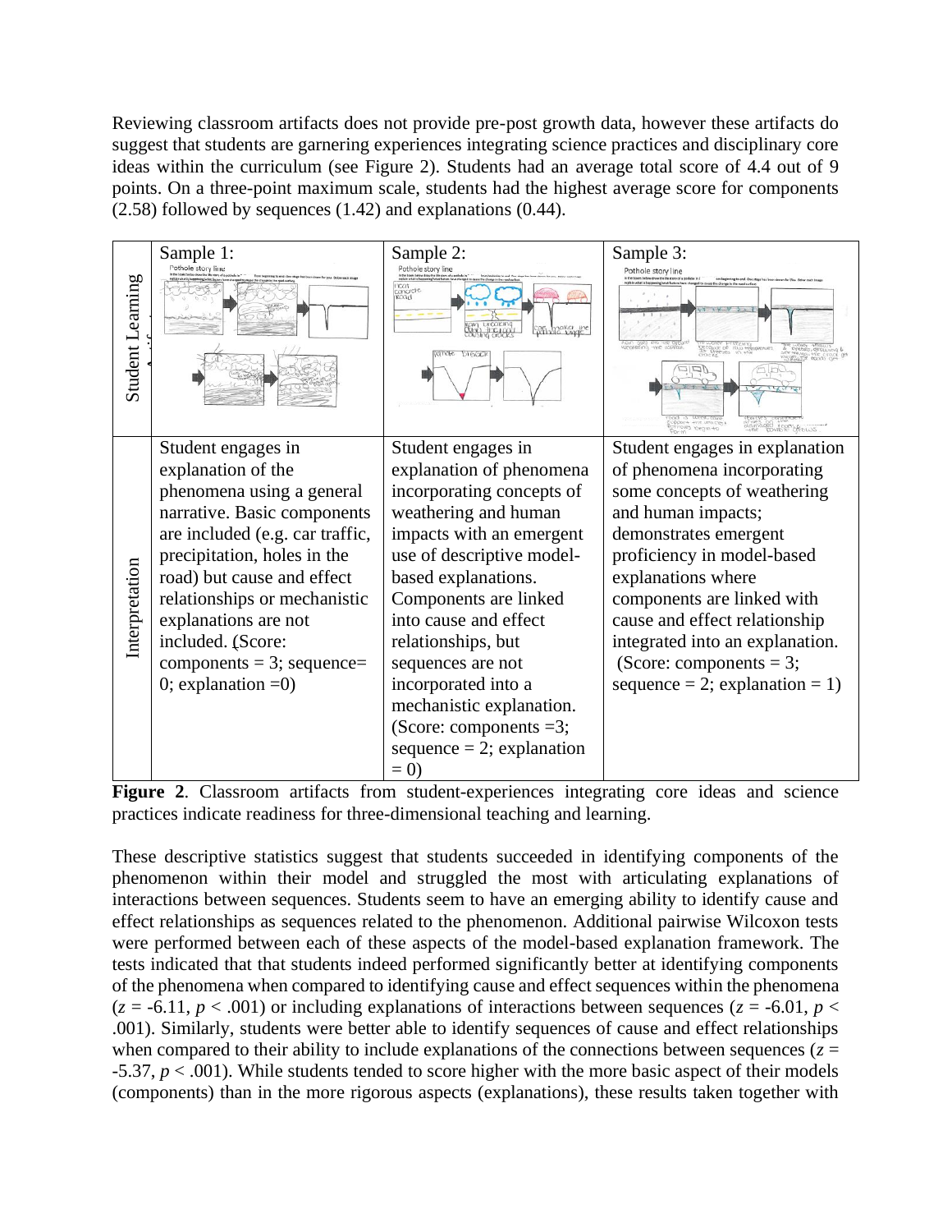Reviewing classroom artifacts does not provide pre-post growth data, however these artifacts do suggest that students are garnering experiences integrating science practices and disciplinary core ideas within the curriculum (see Figure 2). Students had an average total score of 4.4 out of 9 points. On a three-point maximum scale, students had the highest average score for components (2.58) followed by sequences (1.42) and explanations (0.44).

| | Sample 1: | Sample 2: | Sample 3: |
|---|---|---|---|
| Student Learning Artifact | | | |
| Interpretation | Student engages in explanation of the phenomena using a general narrative. Basic components are included (e.g. car traffic, precipitation, holes in the road) but cause and effect relationships or mechanistic explanations are not included. (Score: components = 3; sequence= 0; explanation =0) | Student engages in explanation of phenomena incorporating concepts of weathering and human impacts with an emergent use of descriptive model-based explanations. Components are linked into cause and effect relationships, but sequences are not incorporated into a mechanistic explanation. (Score: components =3; sequence = 2; explanation = 0) | Student engages in explanation of phenomena incorporating some concepts of weathering and human impacts; demonstrates emergent proficiency in model-based explanations where components are linked with cause and effect relationship integrated into an explanation. (Score: components = 3; sequence = 2; explanation = 1) |

**Figure 2**. Classroom artifacts from student-experiences integrating core ideas and science practices indicate readiness for three-dimensional teaching and learning.

These descriptive statistics suggest that students succeeded in identifying components of the phenomenon within their model and struggled the most with articulating explanations of interactions between sequences. Students seem to have an emerging ability to identify cause and effect relationships as sequences related to the phenomenon. Additional pairwise Wilcoxon tests were performed between each of these aspects of the model-based explanation framework. The tests indicated that that students indeed performed significantly better at identifying components of the phenomena when compared to identifying cause and effect sequences within the phenomena ($z = -6.11$, $p < .001$) or including explanations of interactions between sequences ($z = -6.01$, $p < .001$). Similarly, students were better able to identify sequences of cause and effect relationships when compared to their ability to include explanations of the connections between sequences ($z = -5.37$, $p < .001$). While students tended to score higher with the more basic aspect of their models (components) than in the more rigorous aspects (explanations), these results taken together with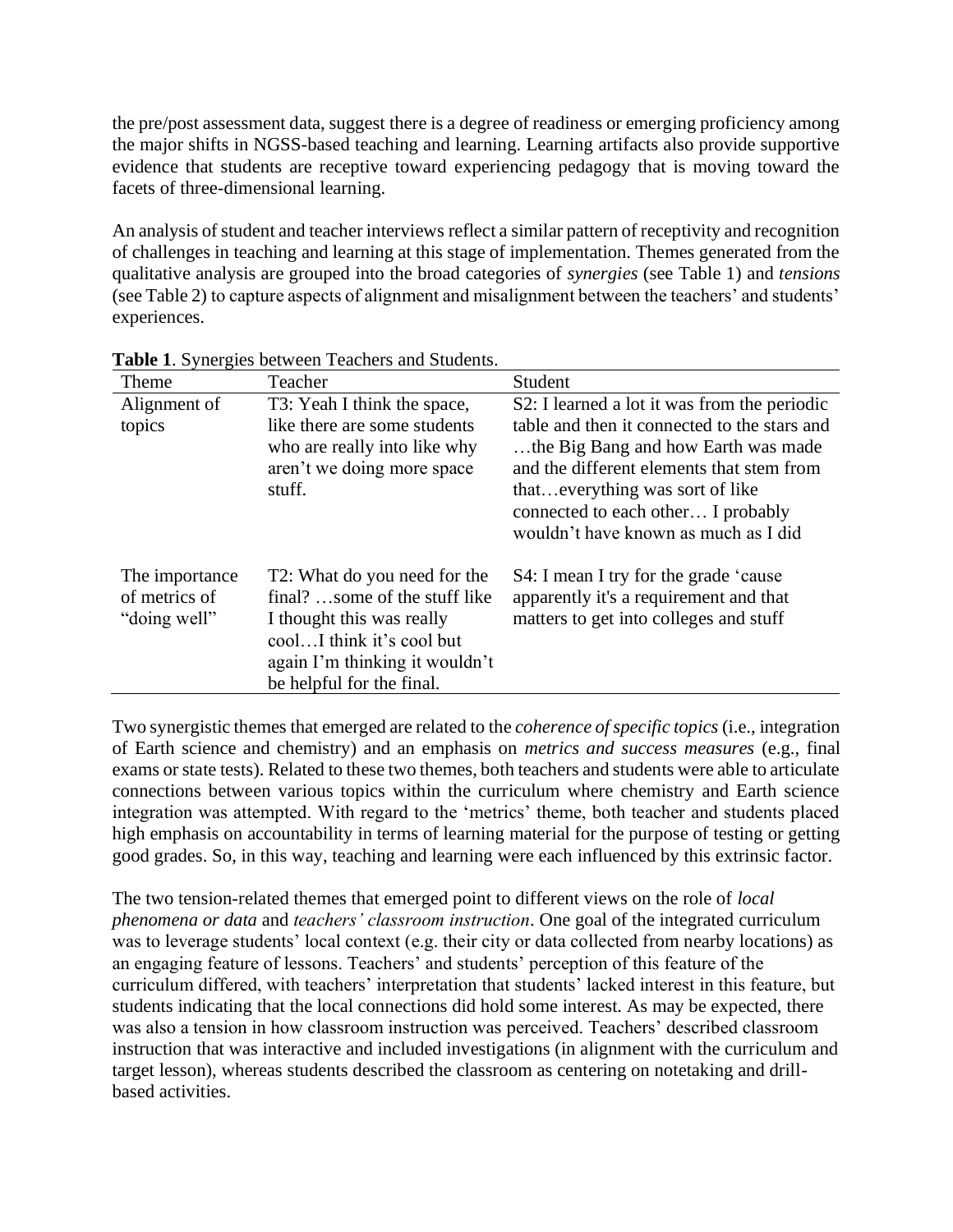the pre/post assessment data, suggest there is a degree of readiness or emerging proficiency among the major shifts in NGSS-based teaching and learning. Learning artifacts also provide supportive evidence that students are receptive toward experiencing pedagogy that is moving toward the facets of three-dimensional learning.

An analysis of student and teacher interviews reflect a similar pattern of receptivity and recognition of challenges in teaching and learning at this stage of implementation. Themes generated from the qualitative analysis are grouped into the broad categories of *synergies* (see Table 1) and *tensions* (see Table 2) to capture aspects of alignment and misalignment between the teachers' and students' experiences.

**Table 1**. Synergies between Teachers and Students.

| Theme | Teacher | Student |
|---|---|---|
| Alignment of topics | T3: Yeah I think the space, like there are some students who are really into like why aren't we doing more space stuff. | S2: I learned a lot it was from the periodic table and then it connected to the stars and …the Big Bang and how Earth was made and the different elements that stem from that…everything was sort of like connected to each other… I probably wouldn't have known as much as I did |
| The importance of metrics of "doing well" | T2: What do you need for the final? …some of the stuff like I thought this was really cool…I think it's cool but again I'm thinking it wouldn't be helpful for the final. | S4: I mean I try for the grade 'cause apparently it's a requirement and that matters to get into colleges and stuff |

Two synergistic themes that emerged are related to the *coherence of specific topics* (i.e., integration of Earth science and chemistry) and an emphasis on *metrics and success measures* (e.g., final exams or state tests). Related to these two themes, both teachers and students were able to articulate connections between various topics within the curriculum where chemistry and Earth science integration was attempted. With regard to the 'metrics' theme, both teacher and students placed high emphasis on accountability in terms of learning material for the purpose of testing or getting good grades. So, in this way, teaching and learning were each influenced by this extrinsic factor.

The two tension-related themes that emerged point to different views on the role of *local phenomena or data* and *teachers' classroom instruction*. One goal of the integrated curriculum was to leverage students' local context (e.g. their city or data collected from nearby locations) as an engaging feature of lessons. Teachers' and students' perception of this feature of the curriculum differed, with teachers' interpretation that students' lacked interest in this feature, but students indicating that the local connections did hold some interest. As may be expected, there was also a tension in how classroom instruction was perceived. Teachers' described classroom instruction that was interactive and included investigations (in alignment with the curriculum and target lesson), whereas students described the classroom as centering on notetaking and drill-based activities.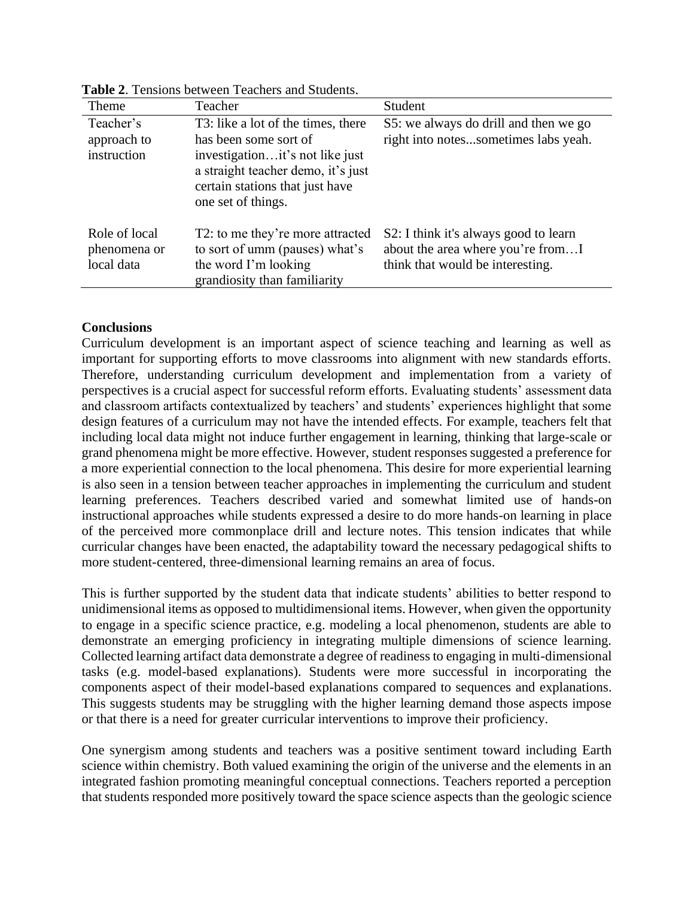**Table 2**. Tensions between Teachers and Students.

| Theme | Teacher | Student |
|---|---|---|
| Teacher's approach to instruction | T3: like a lot of the times, there has been some sort of investigation…it's not like just a straight teacher demo, it's just certain stations that just have one set of things. | S5: we always do drill and then we go right into notes...sometimes labs yeah. |
| Role of local phenomena or local data | T2: to me they're more attracted to sort of umm (pauses) what's the word I'm looking grandiosity than familiarity | S2: I think it's always good to learn about the area where you're from…I think that would be interesting. |

**Conclusions**

Curriculum development is an important aspect of science teaching and learning as well as important for supporting efforts to move classrooms into alignment with new standards efforts. Therefore, understanding curriculum development and implementation from a variety of perspectives is a crucial aspect for successful reform efforts. Evaluating students' assessment data and classroom artifacts contextualized by teachers' and students' experiences highlight that some design features of a curriculum may not have the intended effects. For example, teachers felt that including local data might not induce further engagement in learning, thinking that large-scale or grand phenomena might be more effective. However, student responses suggested a preference for a more experiential connection to the local phenomena. This desire for more experiential learning is also seen in a tension between teacher approaches in implementing the curriculum and student learning preferences. Teachers described varied and somewhat limited use of hands-on instructional approaches while students expressed a desire to do more hands-on learning in place of the perceived more commonplace drill and lecture notes. This tension indicates that while curricular changes have been enacted, the adaptability toward the necessary pedagogical shifts to more student-centered, three-dimensional learning remains an area of focus.

This is further supported by the student data that indicate students' abilities to better respond to unidimensional items as opposed to multidimensional items. However, when given the opportunity to engage in a specific science practice, e.g. modeling a local phenomenon, students are able to demonstrate an emerging proficiency in integrating multiple dimensions of science learning. Collected learning artifact data demonstrate a degree of readiness to engaging in multi-dimensional tasks (e.g. model-based explanations). Students were more successful in incorporating the components aspect of their model-based explanations compared to sequences and explanations. This suggests students may be struggling with the higher learning demand those aspects impose or that there is a need for greater curricular interventions to improve their proficiency.

One synergism among students and teachers was a positive sentiment toward including Earth science within chemistry. Both valued examining the origin of the universe and the elements in an integrated fashion promoting meaningful conceptual connections. Teachers reported a perception that students responded more positively toward the space science aspects than the geologic science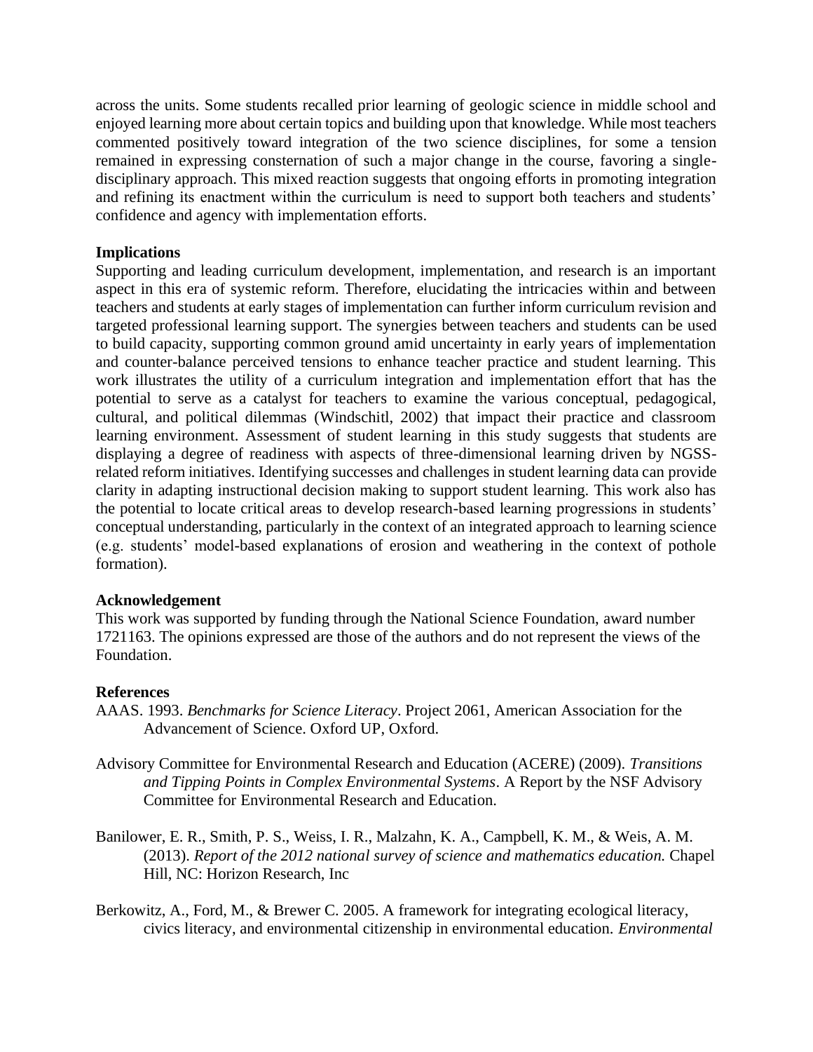across the units. Some students recalled prior learning of geologic science in middle school and enjoyed learning more about certain topics and building upon that knowledge. While most teachers commented positively toward integration of the two science disciplines, for some a tension remained in expressing consternation of such a major change in the course, favoring a single-disciplinary approach. This mixed reaction suggests that ongoing efforts in promoting integration and refining its enactment within the curriculum is need to support both teachers and students' confidence and agency with implementation efforts.

**Implications**

Supporting and leading curriculum development, implementation, and research is an important aspect in this era of systemic reform. Therefore, elucidating the intricacies within and between teachers and students at early stages of implementation can further inform curriculum revision and targeted professional learning support. The synergies between teachers and students can be used to build capacity, supporting common ground amid uncertainty in early years of implementation and counter-balance perceived tensions to enhance teacher practice and student learning. This work illustrates the utility of a curriculum integration and implementation effort that has the potential to serve as a catalyst for teachers to examine the various conceptual, pedagogical, cultural, and political dilemmas (Windschitl, 2002) that impact their practice and classroom learning environment. Assessment of student learning in this study suggests that students are displaying a degree of readiness with aspects of three-dimensional learning driven by NGSS-related reform initiatives. Identifying successes and challenges in student learning data can provide clarity in adapting instructional decision making to support student learning. This work also has the potential to locate critical areas to develop research-based learning progressions in students' conceptual understanding, particularly in the context of an integrated approach to learning science (e.g. students' model-based explanations of erosion and weathering in the context of pothole formation).

**Acknowledgement**

This work was supported by funding through the National Science Foundation, award number 1721163. The opinions expressed are those of the authors and do not represent the views of the Foundation.

**References**

AAAS. 1993. *Benchmarks for Science Literacy*. Project 2061, American Association for the Advancement of Science. Oxford UP, Oxford.

Advisory Committee for Environmental Research and Education (ACERE) (2009). *Transitions and Tipping Points in Complex Environmental Systems*. A Report by the NSF Advisory Committee for Environmental Research and Education.

Banilower, E. R., Smith, P. S., Weiss, I. R., Malzahn, K. A., Campbell, K. M., & Weis, A. M. (2013). *Report of the 2012 national survey of science and mathematics education.* Chapel Hill, NC: Horizon Research, Inc

Berkowitz, A., Ford, M., & Brewer C. 2005. A framework for integrating ecological literacy, civics literacy, and environmental citizenship in environmental education. *Environmental*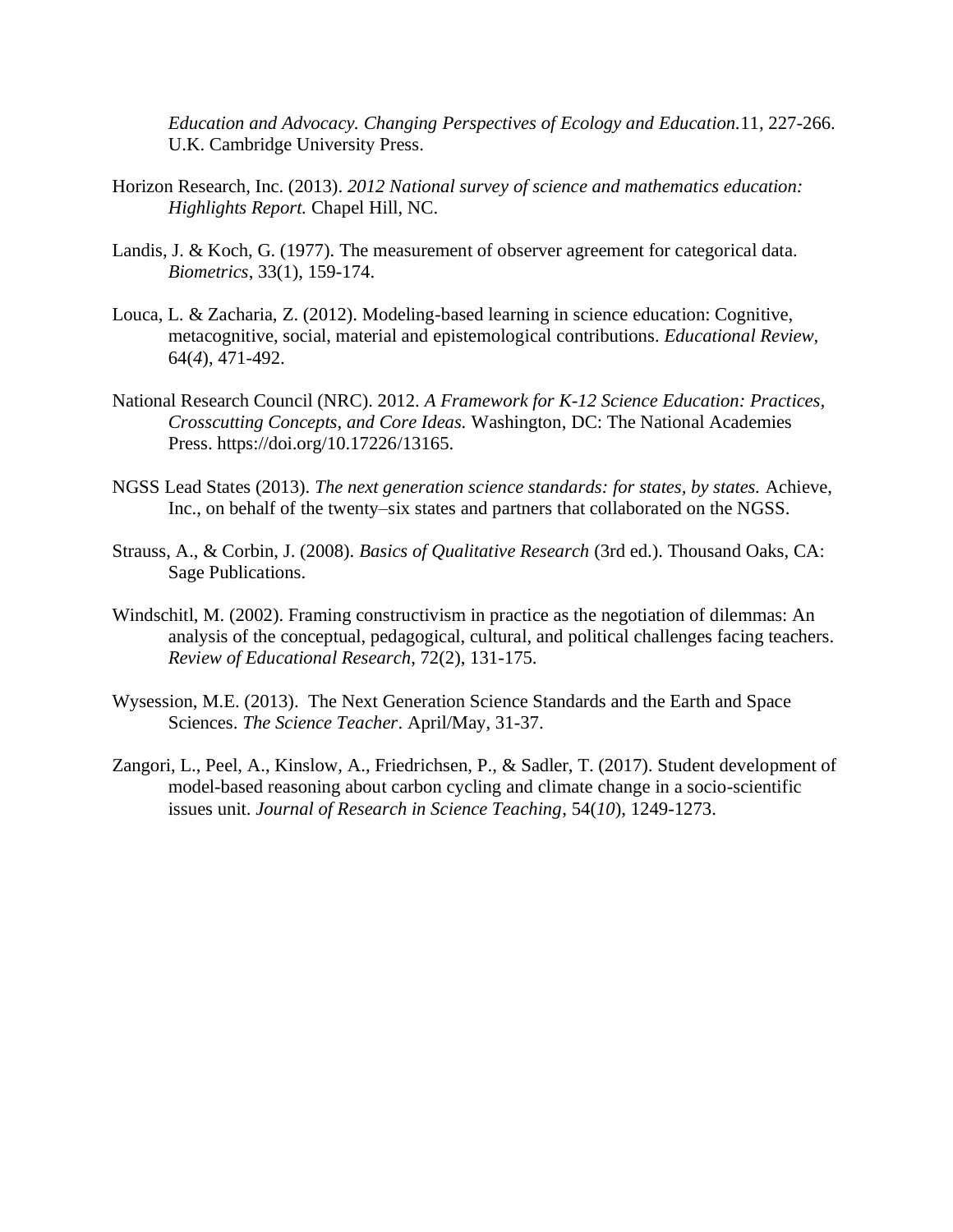*Education and Advocacy. Changing Perspectives of Ecology and Education.*11, 227-266. U.K. Cambridge University Press.

Horizon Research, Inc. (2013). *2012 National survey of science and mathematics education: Highlights Report.* Chapel Hill, NC.

Landis, J. & Koch, G. (1977). The measurement of observer agreement for categorical data. *Biometrics*, 33(1), 159-174.

Louca, L. & Zacharia, Z. (2012). Modeling-based learning in science education: Cognitive, metacognitive, social, material and epistemological contributions. *Educational Review*, 64(*4*), 471-492.

National Research Council (NRC). 2012. *A Framework for K-12 Science Education: Practices, Crosscutting Concepts, and Core Ideas.* Washington, DC: The National Academies Press. https://doi.org/10.17226/13165.

NGSS Lead States (2013). *The next generation science standards: for states, by states.* Achieve, Inc., on behalf of the twenty–six states and partners that collaborated on the NGSS.

Strauss, A., & Corbin, J. (2008). *Basics of Qualitative Research* (3rd ed.). Thousand Oaks, CA: Sage Publications.

Windschitl, M. (2002). Framing constructivism in practice as the negotiation of dilemmas: An analysis of the conceptual, pedagogical, cultural, and political challenges facing teachers. *Review of Educational Research*, 72(2), 131-175.

Wysession, M.E. (2013). The Next Generation Science Standards and the Earth and Space Sciences. *The Science Teacher*. April/May, 31-37.

Zangori, L., Peel, A., Kinslow, A., Friedrichsen, P., & Sadler, T. (2017). Student development of model-based reasoning about carbon cycling and climate change in a socio-scientific issues unit. *Journal of Research in Science Teaching*, 54(*10*), 1249-1273.